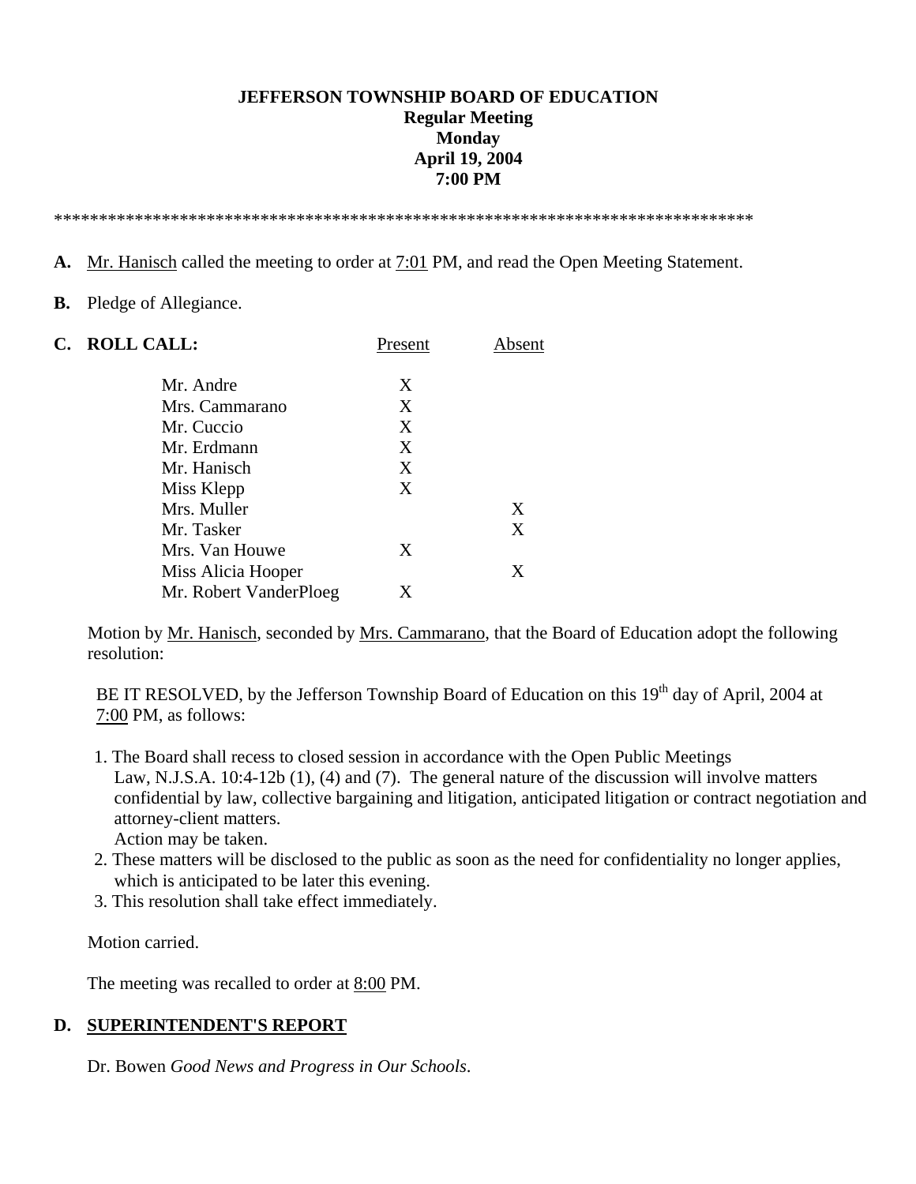**JEFFERSON TOWNSHIP BOARD OF EDUCATION**
**Regular Meeting**
**Monday**
**April 19, 2004**
**7:00 PM**

*******************************************************************************

**A.** Mr. Hanisch called the meeting to order at 7:01 PM, and read the Open Meeting Statement.

**B.** Pledge of Allegiance.

**C. ROLL CALL:**

| | Present | Absent |
|---|---|---|
| Mr. Andre | X | |
| Mrs. Cammarano | X | |
| Mr. Cuccio | X | |
| Mr. Erdmann | X | |
| Mr. Hanisch | X | |
| Miss Klepp | X | |
| Mrs. Muller | | X |
| Mr. Tasker | | X |
| Mrs. Van Houwe | X | |
| Miss Alicia Hooper | | X |
| Mr. Robert VanderPloeg | X | |

Motion by Mr. Hanisch, seconded by Mrs. Cammarano, that the Board of Education adopt the following resolution:

BE IT RESOLVED, by the Jefferson Township Board of Education on this 19th day of April, 2004 at 7:00 PM, as follows:

1. The Board shall recess to closed session in accordance with the Open Public Meetings Law, N.J.S.A. 10:4-12b (1), (4) and (7). The general nature of the discussion will involve matters confidential by law, collective bargaining and litigation, anticipated litigation or contract negotiation and attorney-client matters.
   Action may be taken.
2. These matters will be disclosed to the public as soon as the need for confidentiality no longer applies, which is anticipated to be later this evening.
3. This resolution shall take effect immediately.

Motion carried.

The meeting was recalled to order at 8:00 PM.

**D. SUPERINTENDENT'S REPORT**

Dr. Bowen *Good News and Progress in Our Schools.*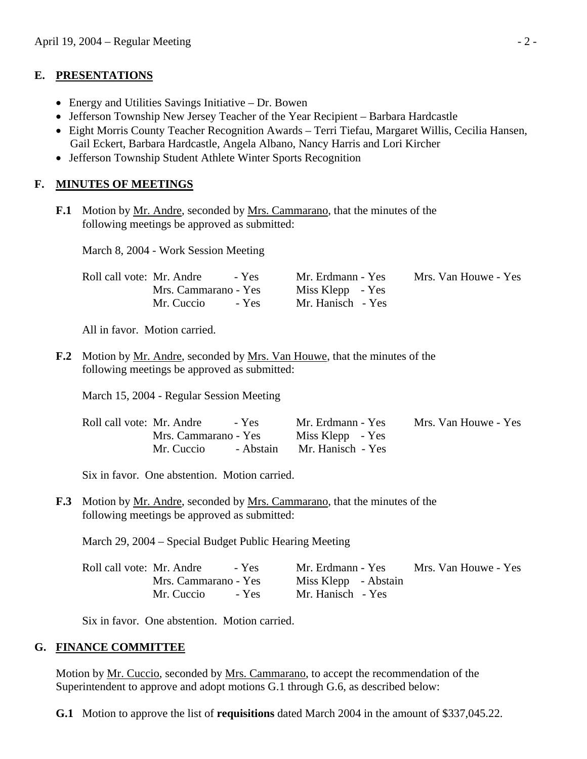## E. PRESENTATIONS

- Energy and Utilities Savings Initiative – Dr. Bowen
- Jefferson Township New Jersey Teacher of the Year Recipient – Barbara Hardcastle
- Eight Morris County Teacher Recognition Awards – Terri Tiefau, Margaret Willis, Cecilia Hansen, Gail Eckert, Barbara Hardcastle, Angela Albano, Nancy Harris and Lori Kircher
- Jefferson Township Student Athlete Winter Sports Recognition

## F. MINUTES OF MEETINGS

**F.1** Motion by Mr. Andre, seconded by Mrs. Cammarano, that the minutes of the following meetings be approved as submitted:

March 8, 2004 - Work Session Meeting

| Roll call vote: | | | |
|---|---|---|---|
| | Mr. Andre - Yes | Mr. Erdmann - Yes | Mrs. Van Houwe - Yes |
| | Mrs. Cammarano - Yes | Miss Klepp - Yes | |
| | Mr. Cuccio - Yes | Mr. Hanisch - Yes | |

All in favor. Motion carried.

**F.2** Motion by Mr. Andre, seconded by Mrs. Van Houwe, that the minutes of the following meetings be approved as submitted:

March 15, 2004 - Regular Session Meeting

| Roll call vote: | | | |
|---|---|---|---|
| | Mr. Andre - Yes | Mr. Erdmann - Yes | Mrs. Van Houwe - Yes |
| | Mrs. Cammarano - Yes | Miss Klepp - Yes | |
| | Mr. Cuccio - Abstain | Mr. Hanisch - Yes | |

Six in favor. One abstention. Motion carried.

**F.3** Motion by Mr. Andre, seconded by Mrs. Cammarano, that the minutes of the following meetings be approved as submitted:

March 29, 2004 – Special Budget Public Hearing Meeting

| Roll call vote: | | | |
|---|---|---|---|
| | Mr. Andre - Yes | Mr. Erdmann - Yes | Mrs. Van Houwe - Yes |
| | Mrs. Cammarano - Yes | Miss Klepp - Abstain | |
| | Mr. Cuccio - Yes | Mr. Hanisch - Yes | |

Six in favor. One abstention. Motion carried.

## G. FINANCE COMMITTEE

Motion by Mr. Cuccio, seconded by Mrs. Cammarano, to accept the recommendation of the Superintendent to approve and adopt motions G.1 through G.6, as described below:

**G.1** Motion to approve the list of **requisitions** dated March 2004 in the amount of $337,045.22.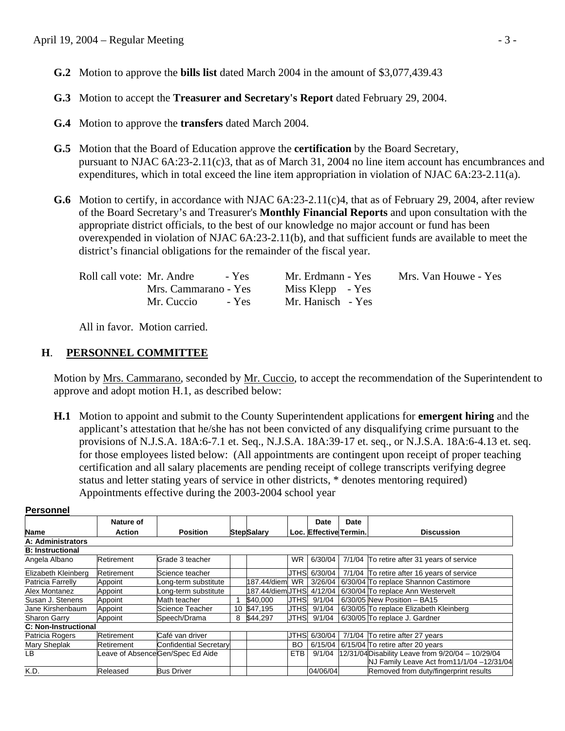**G.2** Motion to approve the **bills list** dated March 2004 in the amount of $3,077,439.43

**G.3** Motion to accept the **Treasurer and Secretary's Report** dated February 29, 2004.

**G.4** Motion to approve the **transfers** dated March 2004.

**G.5** Motion that the Board of Education approve the **certification** by the Board Secretary, pursuant to NJAC 6A:23-2.11(c)3, that as of March 31, 2004 no line item account has encumbrances and expenditures, which in total exceed the line item appropriation in violation of NJAC 6A:23-2.11(a).

**G.6** Motion to certify, in accordance with NJAC 6A:23-2.11(c)4, that as of February 29, 2004, after review of the Board Secretary's and Treasurer's **Monthly Financial Reports** and upon consultation with the appropriate district officials, to the best of our knowledge no major account or fund has been overexpended in violation of NJAC 6A:23-2.11(b), and that sufficient funds are available to meet the district's financial obligations for the remainder of the fiscal year.

Roll call vote: Mr. Andre - Yes, Mrs. Cammarano - Yes, Mr. Cuccio - Yes, Mr. Erdmann - Yes, Miss Klepp - Yes, Mr. Hanisch - Yes, Mrs. Van Houwe - Yes

All in favor. Motion carried.

## H. PERSONNEL COMMITTEE

Motion by Mrs. Cammarano, seconded by Mr. Cuccio, to accept the recommendation of the Superintendent to approve and adopt motion H.1, as described below:

**H.1** Motion to appoint and submit to the County Superintendent applications for **emergent hiring** and the applicant's attestation that he/she has not been convicted of any disqualifying crime pursuant to the provisions of N.J.S.A. 18A:6-7.1 et. Seq., N.J.S.A. 18A:39-17 et. seq., or N.J.S.A. 18A:6-4.13 et. seq. for those employees listed below: (All appointments are contingent upon receipt of proper teaching certification and all salary placements are pending receipt of college transcripts verifying degree status and letter stating years of service in other districts, * denotes mentoring required) Appointments effective during the 2003-2004 school year

**Personnel**

| Name | Nature of Action | Position | Step | Salary | Loc. | Date Effective | Date Termin. | Discussion |
|---|---|---|---|---|---|---|---|---|
| **A: Administrators** | | | | | | | | |
| **B: Instructional** | | | | | | | | |
| Angela Albano | Retirement | Grade 3 teacher | | | WR | 6/30/04 | 7/1/04 | To retire after 31 years of service |
| Elizabeth Kleinberg | Retirement | Science teacher | | | JTHS | 6/30/04 | 7/1/04 | To retire after 16 years of service |
| Patricia Farrelly | Appoint | Long-term substitute | | 187.44/diem | WR | 3/26/04 | 6/30/04 | To replace Shannon Castimore |
| Alex Montanez | Appoint | Long-term substitute | | 187.44/diem | JTHS | 4/12/04 | 6/30/04 | To replace Ann Westervelt |
| Susan J. Stenens | Appoint | Math teacher | 1 | $40,000 | JTHS | 9/1/04 | 6/30/05 | New Position – BA15 |
| Jane Kirshenbaum | Appoint | Science Teacher | 10 | $47,195 | JTHS | 9/1/04 | 6/30/05 | To replace Elizabeth Kleinberg |
| Sharon Garry | Appoint | Speech/Drama | 8 | $44,297 | JTHS | 9/1/04 | 6/30/05 | To replace J. Gardner |
| **C: Non-Instructional** | | | | | | | | |
| Patricia Rogers | Retirement | Café van driver | | | JTHS | 6/30/04 | 7/1/04 | To retire after 27 years |
| Mary Sheplak | Retirement | Confidential Secretary | | | BO | 6/15/04 | 6/15/04 | To retire after 20 years |
| LB | Leave of Absence | Gen/Spec Ed Aide | | | ETB | 9/1/04 | 12/31/04 | Disability Leave from 9/20/04 – 10/29/04 NJ Family Leave Act from11/1/04 –12/31/04 |
| K.D. | Released | Bus Driver | | | | 04/06/04 | | Removed from duty/fingerprint results |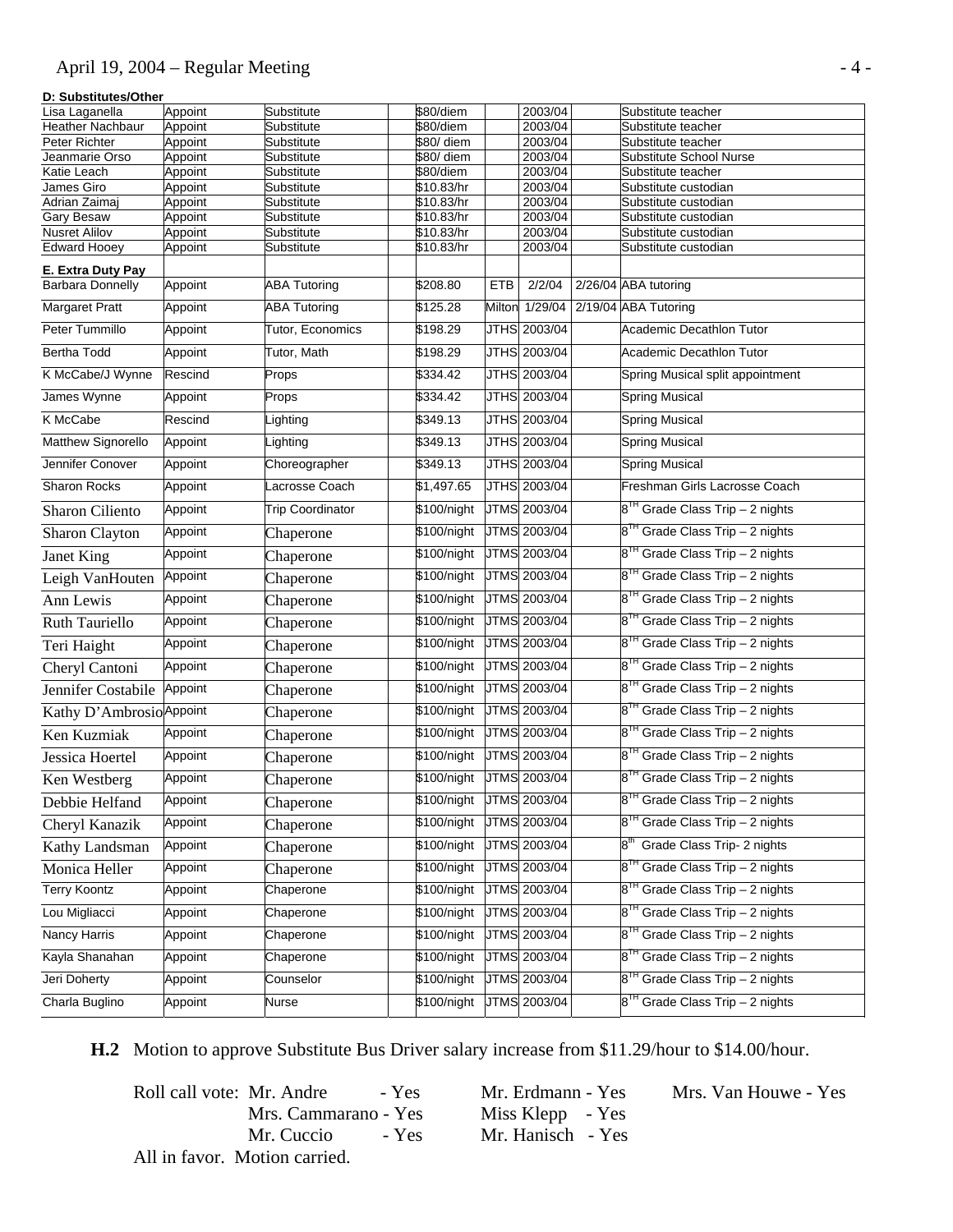**D: Substitutes/Other**

| | | | | | | | | |
|---|---|---|---|---|---|---|---|---|
| Lisa Laganella | Appoint | Substitute | | $80/diem | | 2003/04 | | Substitute teacher |
| Heather Nachbaur | Appoint | Substitute | | $80/diem | | 2003/04 | | Substitute teacher |
| Peter Richter | Appoint | Substitute | | $80/ diem | | 2003/04 | | Substitute teacher |
| Jeanmarie Orso | Appoint | Substitute | | $80/ diem | | 2003/04 | | Substitute School Nurse |
| Katie Leach | Appoint | Substitute | | $80/diem | | 2003/04 | | Substitute teacher |
| James Giro | Appoint | Substitute | | $10.83/hr | | 2003/04 | | Substitute custodian |
| Adrian Zaimaj | Appoint | Substitute | | $10.83/hr | | 2003/04 | | Substitute custodian |
| Gary Besaw | Appoint | Substitute | | $10.83/hr | | 2003/04 | | Substitute custodian |
| Nusret Alilov | Appoint | Substitute | | $10.83/hr | | 2003/04 | | Substitute custodian |
| Edward Hooey | Appoint | Substitute | | $10.83/hr | | 2003/04 | | Substitute custodian |
| **E. Extra Duty Pay** | | | | | | | | |
| Barbara Donnelly | Appoint | ABA Tutoring | | $208.80 | ETB | 2/2/04 | 2/26/04 | ABA tutoring |
| Margaret Pratt | Appoint | ABA Tutoring | | $125.28 | Milton | 1/29/04 | 2/19/04 | ABA Tutoring |
| Peter Tummillo | Appoint | Tutor, Economics | | $198.29 | JTHS | 2003/04 | | Academic Decathlon Tutor |
| Bertha Todd | Appoint | Tutor, Math | | $198.29 | JTHS | 2003/04 | | Academic Decathlon Tutor |
| K McCabe/J Wynne | Rescind | Props | | $334.42 | JTHS | 2003/04 | | Spring Musical split appointment |
| James Wynne | Appoint | Props | | $334.42 | JTHS | 2003/04 | | Spring Musical |
| K McCabe | Rescind | Lighting | | $349.13 | JTHS | 2003/04 | | Spring Musical |
| Matthew Signorello | Appoint | Lighting | | $349.13 | JTHS | 2003/04 | | Spring Musical |
| Jennifer Conover | Appoint | Choreographer | | $349.13 | JTHS | 2003/04 | | Spring Musical |
| Sharon Rocks | Appoint | Lacrosse Coach | | $1,497.65 | JTHS | 2003/04 | | Freshman Girls Lacrosse Coach |
| Sharon Ciliento | Appoint | Trip Coordinator | | $100/night | JTMS | 2003/04 | | 8TH Grade Class Trip – 2 nights |
| Sharon Clayton | Appoint | Chaperone | | $100/night | JTMS | 2003/04 | | 8TH Grade Class Trip – 2 nights |
| Janet King | Appoint | Chaperone | | $100/night | JTMS | 2003/04 | | 8TH Grade Class Trip – 2 nights |
| Leigh VanHouten | Appoint | Chaperone | | $100/night | JTMS | 2003/04 | | 8TH Grade Class Trip – 2 nights |
| Ann Lewis | Appoint | Chaperone | | $100/night | JTMS | 2003/04 | | 8TH Grade Class Trip – 2 nights |
| Ruth Tauriello | Appoint | Chaperone | | $100/night | JTMS | 2003/04 | | 8TH Grade Class Trip – 2 nights |
| Teri Haight | Appoint | Chaperone | | $100/night | JTMS | 2003/04 | | 8TH Grade Class Trip – 2 nights |
| Cheryl Cantoni | Appoint | Chaperone | | $100/night | JTMS | 2003/04 | | 8TH Grade Class Trip – 2 nights |
| Jennifer Costabile | Appoint | Chaperone | | $100/night | JTMS | 2003/04 | | 8TH Grade Class Trip – 2 nights |
| Kathy D'Ambrosio | Appoint | Chaperone | | $100/night | JTMS | 2003/04 | | 8TH Grade Class Trip – 2 nights |
| Ken Kuzmiak | Appoint | Chaperone | | $100/night | JTMS | 2003/04 | | 8TH Grade Class Trip – 2 nights |
| Jessica Hoertel | Appoint | Chaperone | | $100/night | JTMS | 2003/04 | | 8TH Grade Class Trip – 2 nights |
| Ken Westberg | Appoint | Chaperone | | $100/night | JTMS | 2003/04 | | 8TH Grade Class Trip – 2 nights |
| Debbie Helfand | Appoint | Chaperone | | $100/night | JTMS | 2003/04 | | 8TH Grade Class Trip – 2 nights |
| Cheryl Kanazik | Appoint | Chaperone | | $100/night | JTMS | 2003/04 | | 8TH Grade Class Trip – 2 nights |
| Kathy Landsman | Appoint | Chaperone | | $100/night | JTMS | 2003/04 | | 8th Grade Class Trip- 2 nights |
| Monica Heller | Appoint | Chaperone | | $100/night | JTMS | 2003/04 | | 8TH Grade Class Trip – 2 nights |
| Terry Koontz | Appoint | Chaperone | | $100/night | JTMS | 2003/04 | | 8TH Grade Class Trip – 2 nights |
| Lou Migliacci | Appoint | Chaperone | | $100/night | JTMS | 2003/04 | | 8TH Grade Class Trip – 2 nights |
| Nancy Harris | Appoint | Chaperone | | $100/night | JTMS | 2003/04 | | 8TH Grade Class Trip – 2 nights |
| Kayla Shanahan | Appoint | Chaperone | | $100/night | JTMS | 2003/04 | | 8TH Grade Class Trip – 2 nights |
| Jeri Doherty | Appoint | Counselor | | $100/night | JTMS | 2003/04 | | 8TH Grade Class Trip – 2 nights |
| Charla Buglino | Appoint | Nurse | | $100/night | JTMS | 2003/04 | | 8TH Grade Class Trip – 2 nights |

**H.2** Motion to approve Substitute Bus Driver salary increase from $11.29/hour to $14.00/hour.

Roll call vote: Mr. Andre - Yes, Mrs. Cammarano - Yes, Mr. Cuccio - Yes, Mr. Erdmann - Yes, Miss Klepp - Yes, Mr. Hanisch - Yes, Mrs. Van Houwe - Yes

All in favor. Motion carried.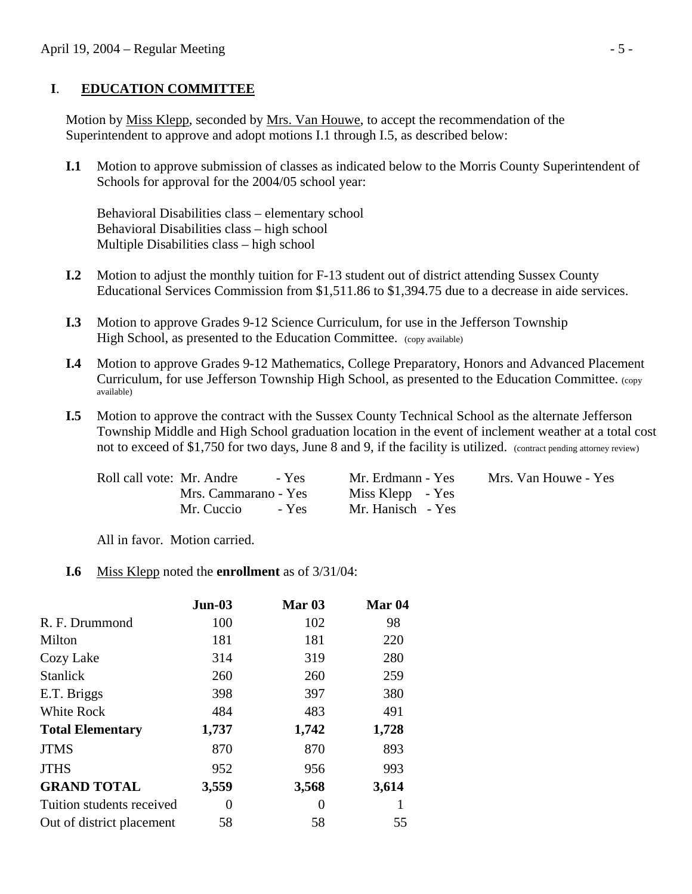## I. EDUCATION COMMITTEE

Motion by Miss Klepp, seconded by Mrs. Van Houwe, to accept the recommendation of the Superintendent to approve and adopt motions I.1 through I.5, as described below:

**I.1** Motion to approve submission of classes as indicated below to the Morris County Superintendent of Schools for approval for the 2004/05 school year:

Behavioral Disabilities class – elementary school
Behavioral Disabilities class – high school
Multiple Disabilities class – high school

**I.2** Motion to adjust the monthly tuition for F-13 student out of district attending Sussex County Educational Services Commission from $1,511.86 to $1,394.75 due to a decrease in aide services.

**I.3** Motion to approve Grades 9-12 Science Curriculum, for use in the Jefferson Township High School, as presented to the Education Committee. (copy available)

**I.4** Motion to approve Grades 9-12 Mathematics, College Preparatory, Honors and Advanced Placement Curriculum, for use Jefferson Township High School, as presented to the Education Committee. (copy available)

**I.5** Motion to approve the contract with the Sussex County Technical School as the alternate Jefferson Township Middle and High School graduation location in the event of inclement weather at a total cost not to exceed of $1,750 for two days, June 8 and 9, if the facility is utilized. (contract pending attorney review)

Roll call vote: Mr. Andre - Yes, Mrs. Cammarano - Yes, Mr. Cuccio - Yes, Mr. Erdmann - Yes, Miss Klepp - Yes, Mr. Hanisch - Yes, Mrs. Van Houwe - Yes

All in favor. Motion carried.

**I.6** Miss Klepp noted the **enrollment** as of 3/31/04:

| | **Jun-03** | **Mar 03** | **Mar 04** |
|---|---|---|---|
| R. F. Drummond | 100 | 102 | 98 |
| Milton | 181 | 181 | 220 |
| Cozy Lake | 314 | 319 | 280 |
| Stanlick | 260 | 260 | 259 |
| E.T. Briggs | 398 | 397 | 380 |
| White Rock | 484 | 483 | 491 |
| **Total Elementary** | **1,737** | **1,742** | **1,728** |
| JTMS | 870 | 870 | 893 |
| JTHS | 952 | 956 | 993 |
| **GRAND TOTAL** | **3,559** | **3,568** | **3,614** |
| Tuition students received | 0 | 0 | 1 |
| Out of district placement | 58 | 58 | 55 |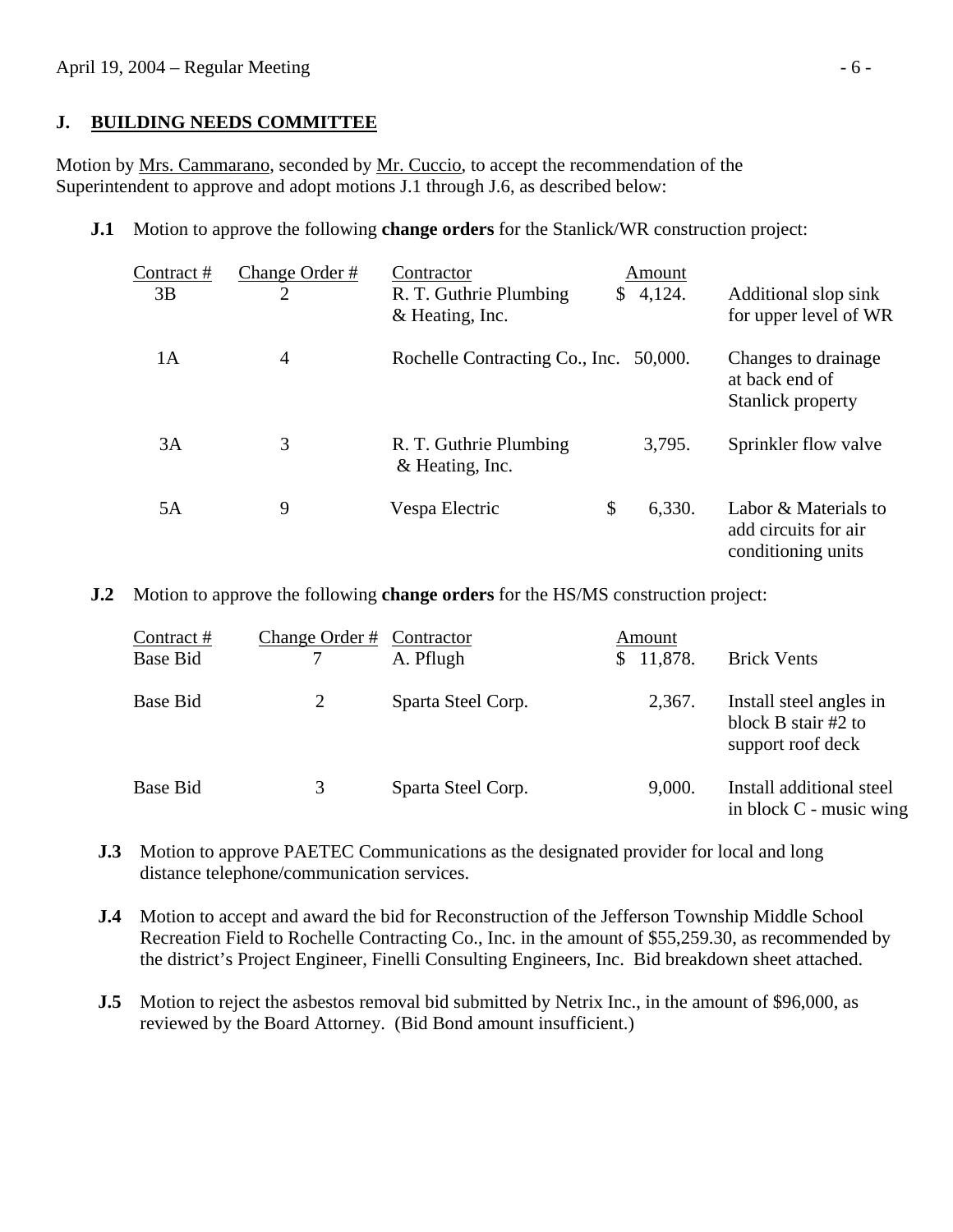## J. BUILDING NEEDS COMMITTEE

Motion by Mrs. Cammarano, seconded by Mr. Cuccio, to accept the recommendation of the Superintendent to approve and adopt motions J.1 through J.6, as described below:

**J.1** Motion to approve the following **change orders** for the Stanlick/WR construction project:

| Contract # | Change Order # | Contractor | Amount | |
|---|---|---|---|---|
| 3B | 2 | R. T. Guthrie Plumbing & Heating, Inc. | $ 4,124. | Additional slop sink for upper level of WR |
| 1A | 4 | Rochelle Contracting Co., Inc. | 50,000. | Changes to drainage at back end of Stanlick property |
| 3A | 3 | R. T. Guthrie Plumbing & Heating, Inc. | 3,795. | Sprinkler flow valve |
| 5A | 9 | Vespa Electric | $ 6,330. | Labor & Materials to add circuits for air conditioning units |

**J.2** Motion to approve the following **change orders** for the HS/MS construction project:

| Contract # | Change Order # | Contractor | Amount | |
|---|---|---|---|---|
| Base Bid | 7 | A. Pflugh | $ 11,878. | Brick Vents |
| Base Bid | 2 | Sparta Steel Corp. | 2,367. | Install steel angles in block B stair #2 to support roof deck |
| Base Bid | 3 | Sparta Steel Corp. | 9,000. | Install additional steel in block C - music wing |

**J.3** Motion to approve PAETEC Communications as the designated provider for local and long distance telephone/communication services.

**J.4** Motion to accept and award the bid for Reconstruction of the Jefferson Township Middle School Recreation Field to Rochelle Contracting Co., Inc. in the amount of $55,259.30, as recommended by the district's Project Engineer, Finelli Consulting Engineers, Inc. Bid breakdown sheet attached.

**J.5** Motion to reject the asbestos removal bid submitted by Netrix Inc., in the amount of $96,000, as reviewed by the Board Attorney. (Bid Bond amount insufficient.)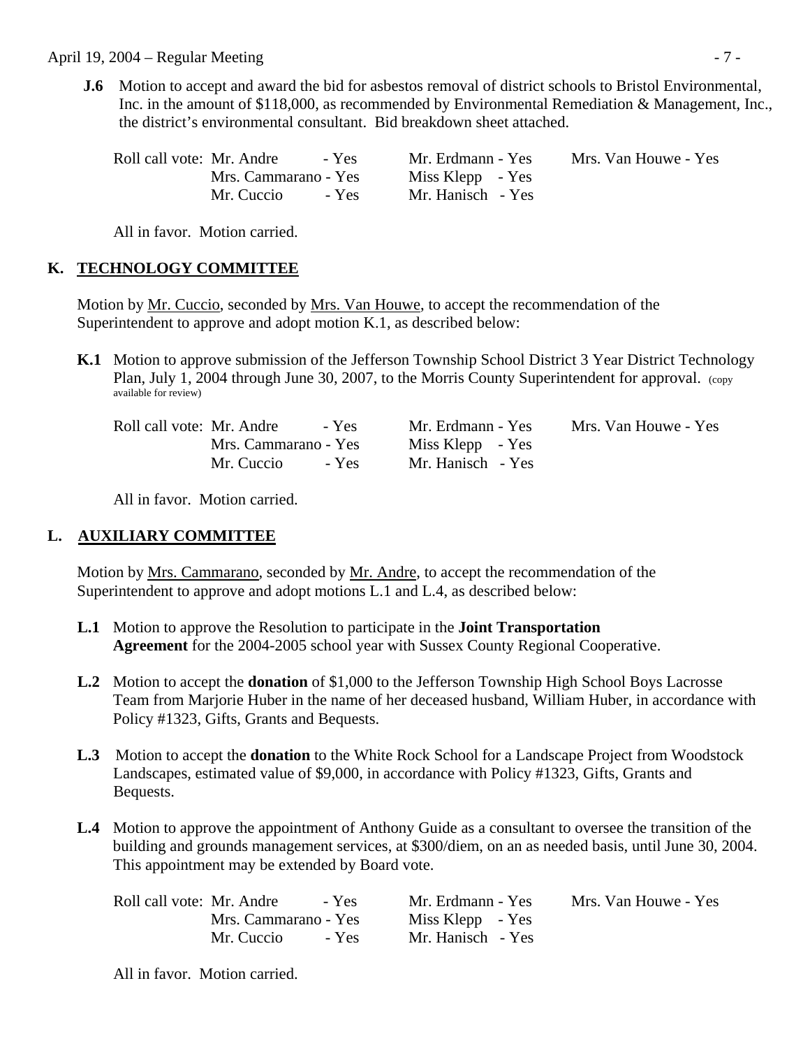**J.6** Motion to accept and award the bid for asbestos removal of district schools to Bristol Environmental, Inc. in the amount of $118,000, as recommended by Environmental Remediation & Management, Inc., the district's environmental consultant. Bid breakdown sheet attached.

| Roll call vote: | | |
|---|---|---|
| Mr. Andre - Yes | Mr. Erdmann - Yes | Mrs. Van Houwe - Yes |
| Mrs. Cammarano - Yes | Miss Klepp - Yes | |
| Mr. Cuccio - Yes | Mr. Hanisch - Yes | |

All in favor. Motion carried.

## K. TECHNOLOGY COMMITTEE

Motion by Mr. Cuccio, seconded by Mrs. Van Houwe, to accept the recommendation of the Superintendent to approve and adopt motion K.1, as described below:

**K.1** Motion to approve submission of the Jefferson Township School District 3 Year District Technology Plan, July 1, 2004 through June 30, 2007, to the Morris County Superintendent for approval. (copy available for review)

| Roll call vote: | | |
|---|---|---|
| Mr. Andre - Yes | Mr. Erdmann - Yes | Mrs. Van Houwe - Yes |
| Mrs. Cammarano - Yes | Miss Klepp - Yes | |
| Mr. Cuccio - Yes | Mr. Hanisch - Yes | |

All in favor. Motion carried.

## L. AUXILIARY COMMITTEE

Motion by Mrs. Cammarano, seconded by Mr. Andre, to accept the recommendation of the Superintendent to approve and adopt motions L.1 and L.4, as described below:

**L.1** Motion to approve the Resolution to participate in the **Joint Transportation Agreement** for the 2004-2005 school year with Sussex County Regional Cooperative.

**L.2** Motion to accept the **donation** of $1,000 to the Jefferson Township High School Boys Lacrosse Team from Marjorie Huber in the name of her deceased husband, William Huber, in accordance with Policy #1323, Gifts, Grants and Bequests.

**L.3** Motion to accept the **donation** to the White Rock School for a Landscape Project from Woodstock Landscapes, estimated value of $9,000, in accordance with Policy #1323, Gifts, Grants and Bequests.

**L.4** Motion to approve the appointment of Anthony Guide as a consultant to oversee the transition of the building and grounds management services, at $300/diem, on an as needed basis, until June 30, 2004. This appointment may be extended by Board vote.

| Roll call vote: | | |
|---|---|---|
| Mr. Andre - Yes | Mr. Erdmann - Yes | Mrs. Van Houwe - Yes |
| Mrs. Cammarano - Yes | Miss Klepp - Yes | |
| Mr. Cuccio - Yes | Mr. Hanisch - Yes | |

All in favor. Motion carried.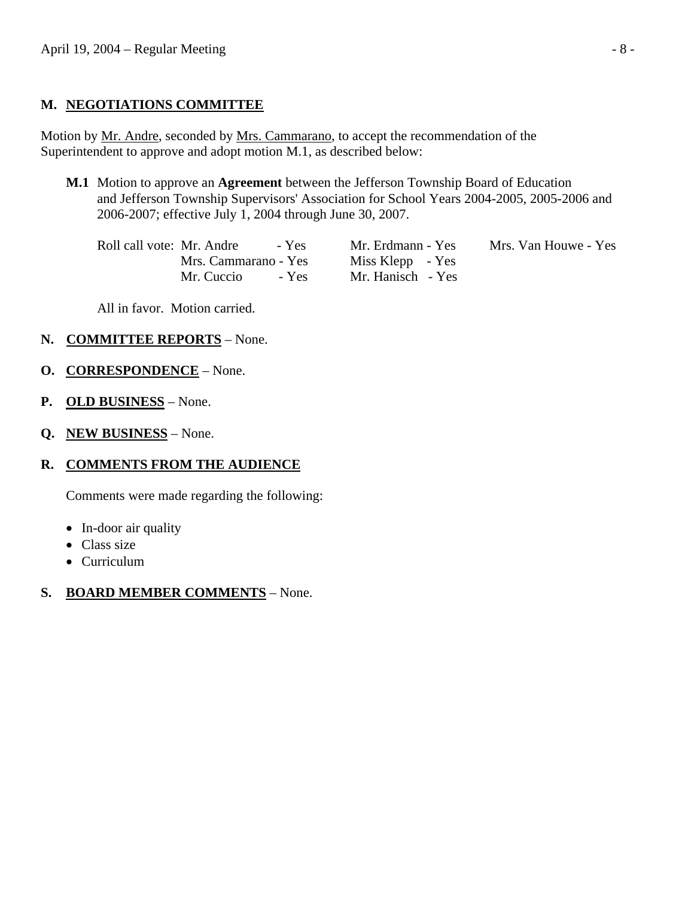## M. NEGOTIATIONS COMMITTEE

Motion by Mr. Andre, seconded by Mrs. Cammarano, to accept the recommendation of the Superintendent to approve and adopt motion M.1, as described below:

**M.1** Motion to approve an **Agreement** between the Jefferson Township Board of Education and Jefferson Township Supervisors' Association for School Years 2004-2005, 2005-2006 and 2006-2007; effective July 1, 2004 through June 30, 2007.

Roll call vote: Mr. Andre - Yes, Mrs. Cammarano - Yes, Mr. Cuccio - Yes, Mr. Erdmann - Yes, Miss Klepp - Yes, Mr. Hanisch - Yes, Mrs. Van Houwe - Yes

All in favor. Motion carried.

## N. COMMITTEE REPORTS – None.

## O. CORRESPONDENCE – None.

## P. OLD BUSINESS – None.

## Q. NEW BUSINESS – None.

## R. COMMENTS FROM THE AUDIENCE

Comments were made regarding the following:

- In-door air quality
- Class size
- Curriculum

## S. BOARD MEMBER COMMENTS – None.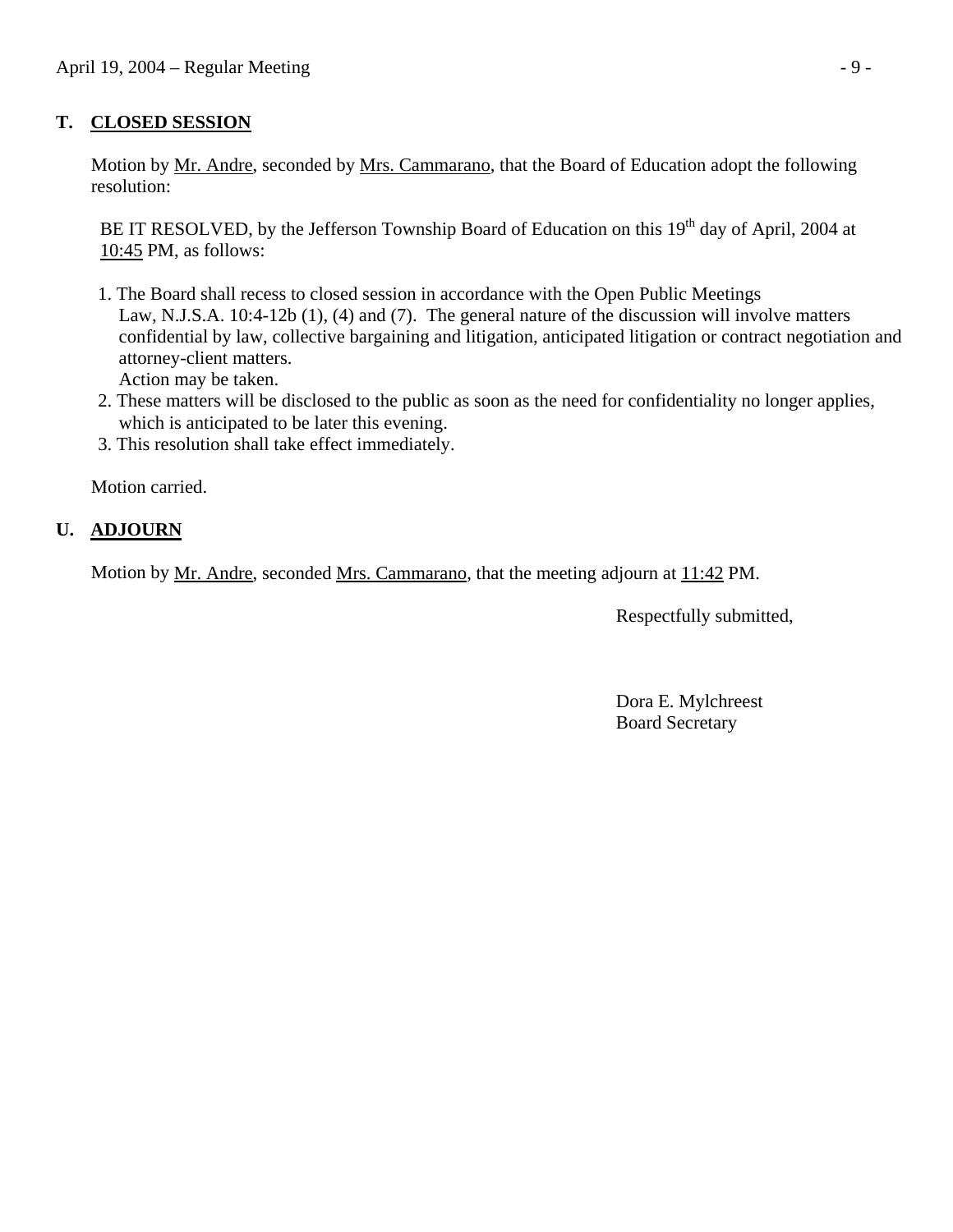## T. CLOSED SESSION

Motion by Mr. Andre, seconded by Mrs. Cammarano, that the Board of Education adopt the following resolution:

BE IT RESOLVED, by the Jefferson Township Board of Education on this 19th day of April, 2004 at 10:45 PM, as follows:

1. The Board shall recess to closed session in accordance with the Open Public Meetings Law, N.J.S.A. 10:4-12b (1), (4) and (7). The general nature of the discussion will involve matters confidential by law, collective bargaining and litigation, anticipated litigation or contract negotiation and attorney-client matters.
   Action may be taken.
2. These matters will be disclosed to the public as soon as the need for confidentiality no longer applies, which is anticipated to be later this evening.
3. This resolution shall take effect immediately.

Motion carried.

## U. ADJOURN

Motion by Mr. Andre, seconded Mrs. Cammarano, that the meeting adjourn at 11:42 PM.

Respectfully submitted,

Dora E. Mylchreest
Board Secretary